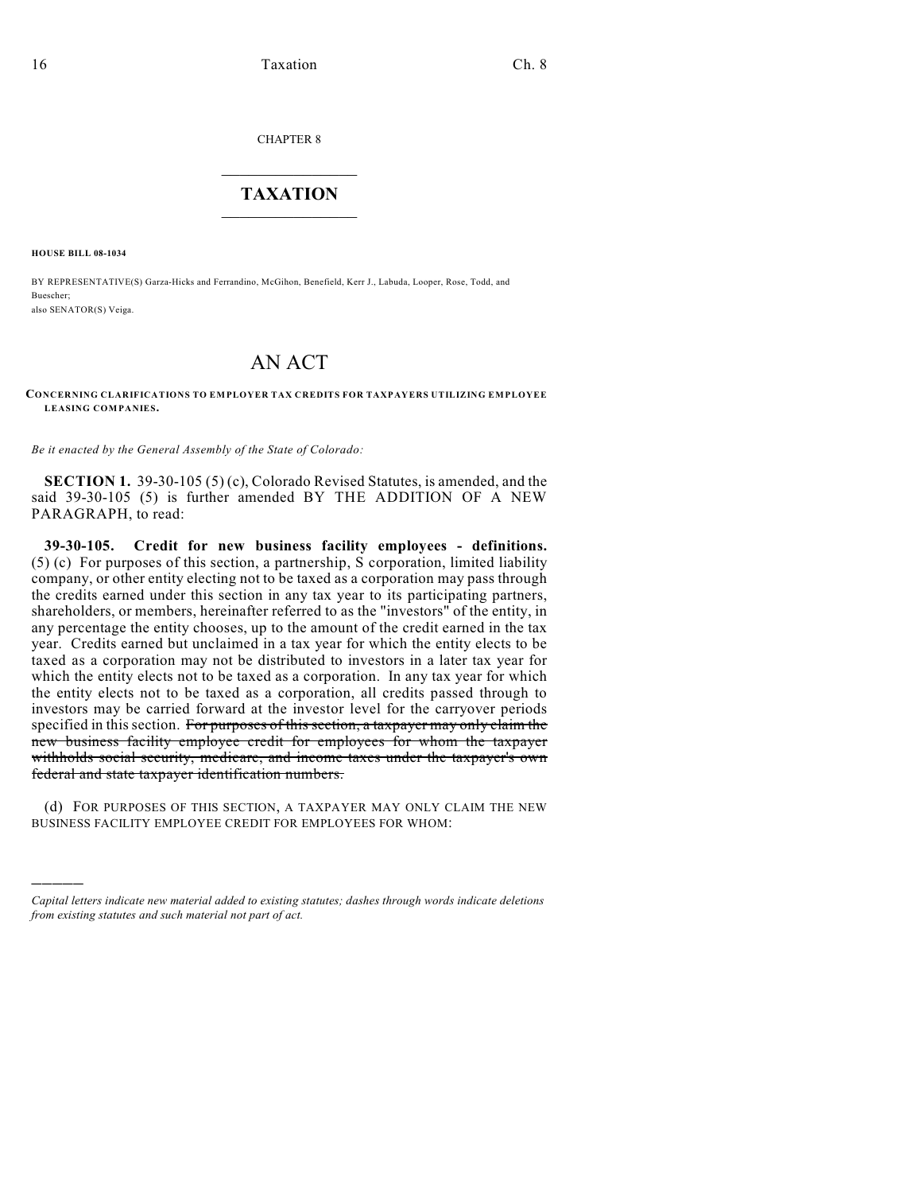CHAPTER 8

# TAXATION

**HOUSE BILL 08-1034**

BY REPRESENTATIVE(S) Garza-Hicks and Ferrandino, McGihon, Benefield, Kerr J., Labuda, Looper, Rose, Todd, and Buescher;
also SENATOR(S) Veiga.

# AN ACT

**CONCERNING CLARIFICATIONS TO EMPLOYER TAX CREDITS FOR TAXPAYERS UTILIZING EMPLOYEE LEASING COMPANIES.**

*Be it enacted by the General Assembly of the State of Colorado:*

**SECTION 1.** 39-30-105 (5) (c), Colorado Revised Statutes, is amended, and the said 39-30-105 (5) is further amended BY THE ADDITION OF A NEW PARAGRAPH, to read:

**39-30-105. Credit for new business facility employees - definitions.** (5) (c) For purposes of this section, a partnership, S corporation, limited liability company, or other entity electing not to be taxed as a corporation may pass through the credits earned under this section in any tax year to its participating partners, shareholders, or members, hereinafter referred to as the "investors" of the entity, in any percentage the entity chooses, up to the amount of the credit earned in the tax year. Credits earned but unclaimed in a tax year for which the entity elects to be taxed as a corporation may not be distributed to investors in a later tax year for which the entity elects not to be taxed as a corporation. In any tax year for which the entity elects not to be taxed as a corporation, all credits passed through to investors may be carried forward at the investor level for the carryover periods specified in this section. ~~For purposes of this section, a taxpayer may only claim the new business facility employee credit for employees for whom the taxpayer withholds social security, medicare, and income taxes under the taxpayer's own federal and state taxpayer identification numbers.~~

(d) FOR PURPOSES OF THIS SECTION, A TAXPAYER MAY ONLY CLAIM THE NEW BUSINESS FACILITY EMPLOYEE CREDIT FOR EMPLOYEES FOR WHOM:

---

*Capital letters indicate new material added to existing statutes; dashes through words indicate deletions from existing statutes and such material not part of act.*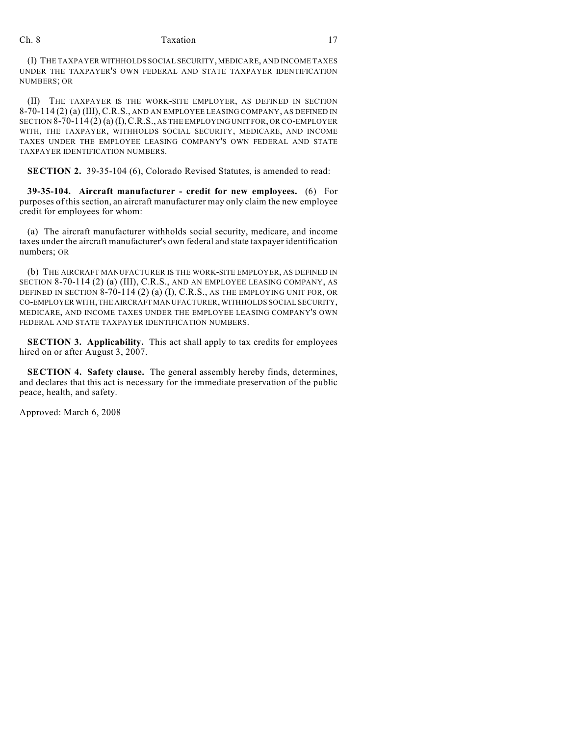(I) THE TAXPAYER WITHHOLDS SOCIAL SECURITY, MEDICARE, AND INCOME TAXES UNDER THE TAXPAYER'S OWN FEDERAL AND STATE TAXPAYER IDENTIFICATION NUMBERS; OR

(II) THE TAXPAYER IS THE WORK-SITE EMPLOYER, AS DEFINED IN SECTION 8-70-114 (2) (a) (III), C.R.S., AND AN EMPLOYEE LEASING COMPANY, AS DEFINED IN SECTION 8-70-114 (2) (a) (I), C.R.S., AS THE EMPLOYING UNIT FOR, OR CO-EMPLOYER WITH, THE TAXPAYER, WITHHOLDS SOCIAL SECURITY, MEDICARE, AND INCOME TAXES UNDER THE EMPLOYEE LEASING COMPANY'S OWN FEDERAL AND STATE TAXPAYER IDENTIFICATION NUMBERS.

**SECTION 2.** 39-35-104 (6), Colorado Revised Statutes, is amended to read:

**39-35-104. Aircraft manufacturer - credit for new employees.** (6) For purposes of this section, an aircraft manufacturer may only claim the new employee credit for employees for whom:

(a) The aircraft manufacturer withholds social security, medicare, and income taxes under the aircraft manufacturer's own federal and state taxpayer identification numbers; OR

(b) THE AIRCRAFT MANUFACTURER IS THE WORK-SITE EMPLOYER, AS DEFINED IN SECTION 8-70-114 (2) (a) (III), C.R.S., AND AN EMPLOYEE LEASING COMPANY, AS DEFINED IN SECTION 8-70-114 (2) (a) (I), C.R.S., AS THE EMPLOYING UNIT FOR, OR CO-EMPLOYER WITH, THE AIRCRAFT MANUFACTURER, WITHHOLDS SOCIAL SECURITY, MEDICARE, AND INCOME TAXES UNDER THE EMPLOYEE LEASING COMPANY'S OWN FEDERAL AND STATE TAXPAYER IDENTIFICATION NUMBERS.

**SECTION 3. Applicability.** This act shall apply to tax credits for employees hired on or after August 3, 2007.

**SECTION 4. Safety clause.** The general assembly hereby finds, determines, and declares that this act is necessary for the immediate preservation of the public peace, health, and safety.

Approved: March 6, 2008